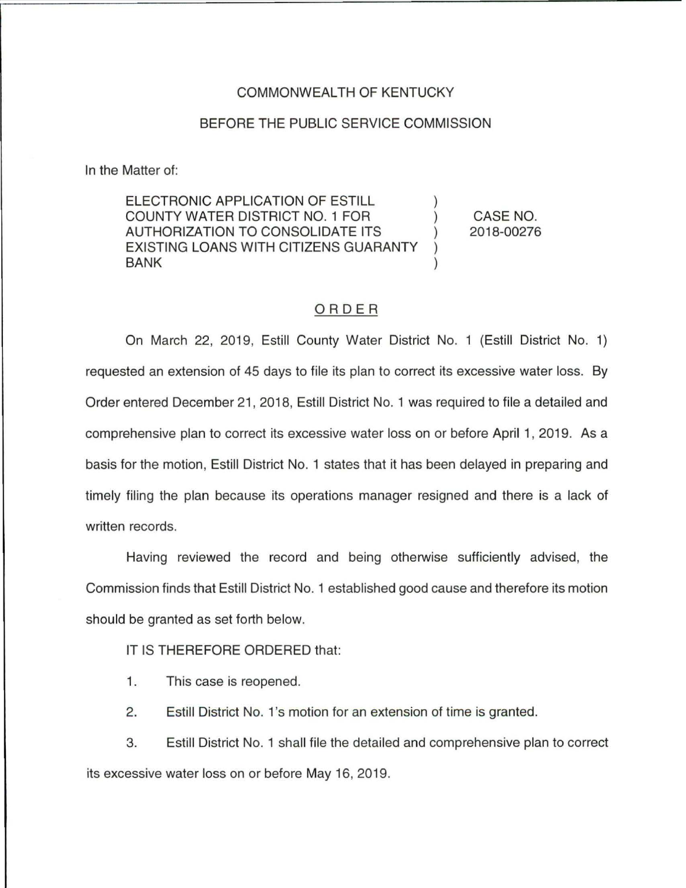COMMONWEALTH OF KENTUCKY

BEFORE THE PUBLIC SERVICE COMMISSION

In the Matter of:

| | | |
|---|---|---|
| ELECTRONIC APPLICATION OF ESTILL COUNTY WATER DISTRICT NO. 1 FOR AUTHORIZATION TO CONSOLIDATE ITS EXISTING LOANS WITH CITIZENS GUARANTY BANK | ) | CASE NO. 2018-00276 |

## ORDER

On March 22, 2019, Estill County Water District No. 1 (Estill District No. 1) requested an extension of 45 days to file its plan to correct its excessive water loss. By Order entered December 21, 2018, Estill District No. 1 was required to file a detailed and comprehensive plan to correct its excessive water loss on or before April 1, 2019. As a basis for the motion, Estill District No. 1 states that it has been delayed in preparing and timely filing the plan because its operations manager resigned and there is a lack of written records.

Having reviewed the record and being otherwise sufficiently advised, the Commission finds that Estill District No. 1 established good cause and therefore its motion should be granted as set forth below.

IT IS THEREFORE ORDERED that:

1. This case is reopened.
2. Estill District No. 1's motion for an extension of time is granted.
3. Estill District No. 1 shall file the detailed and comprehensive plan to correct its excessive water loss on or before May 16, 2019.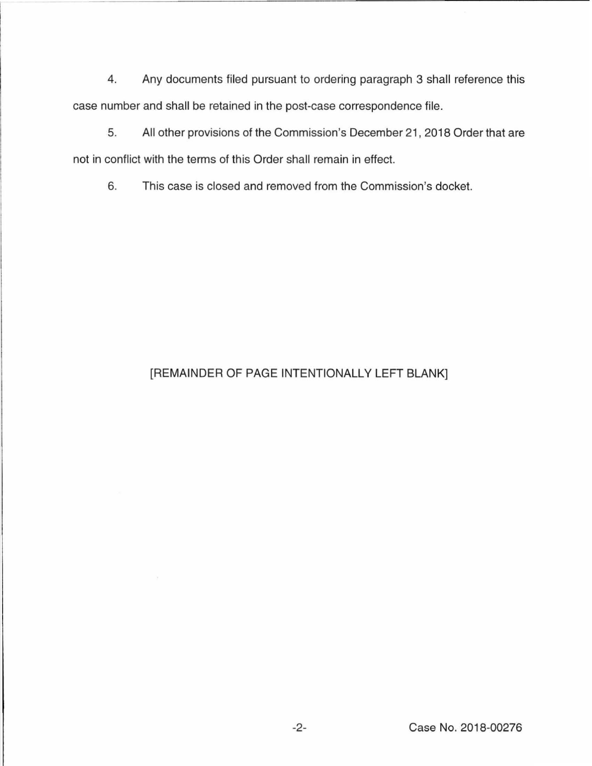4. Any documents filed pursuant to ordering paragraph 3 shall reference this case number and shall be retained in the post-case correspondence file.

5. All other provisions of the Commission's December 21, 2018 Order that are not in conflict with the terms of this Order shall remain in effect.

6. This case is closed and removed from the Commission's docket.

[REMAINDER OF PAGE INTENTIONALLY LEFT BLANK]

Case No. 2018-00276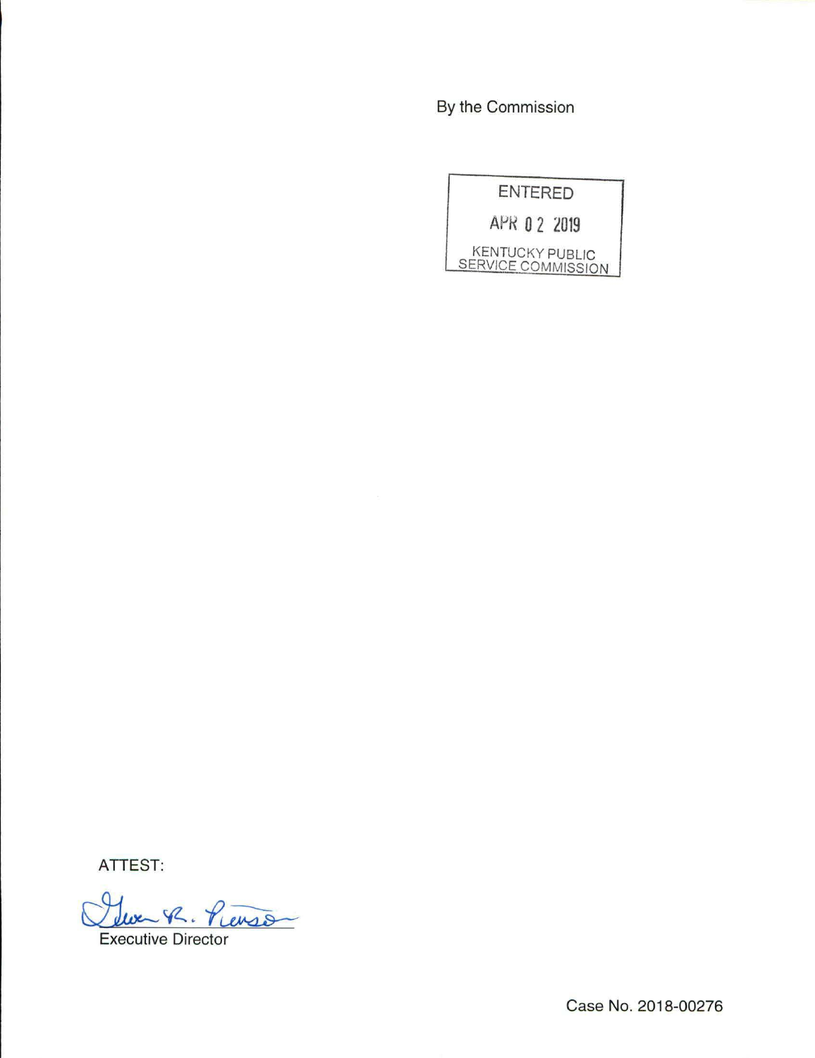By the Commission

ENTERED

APR 02 2019

KENTUCKY PUBLIC SERVICE COMMISSION

ATTEST:

Gwen R. Pinson

Executive Director

Case No. 2018-00276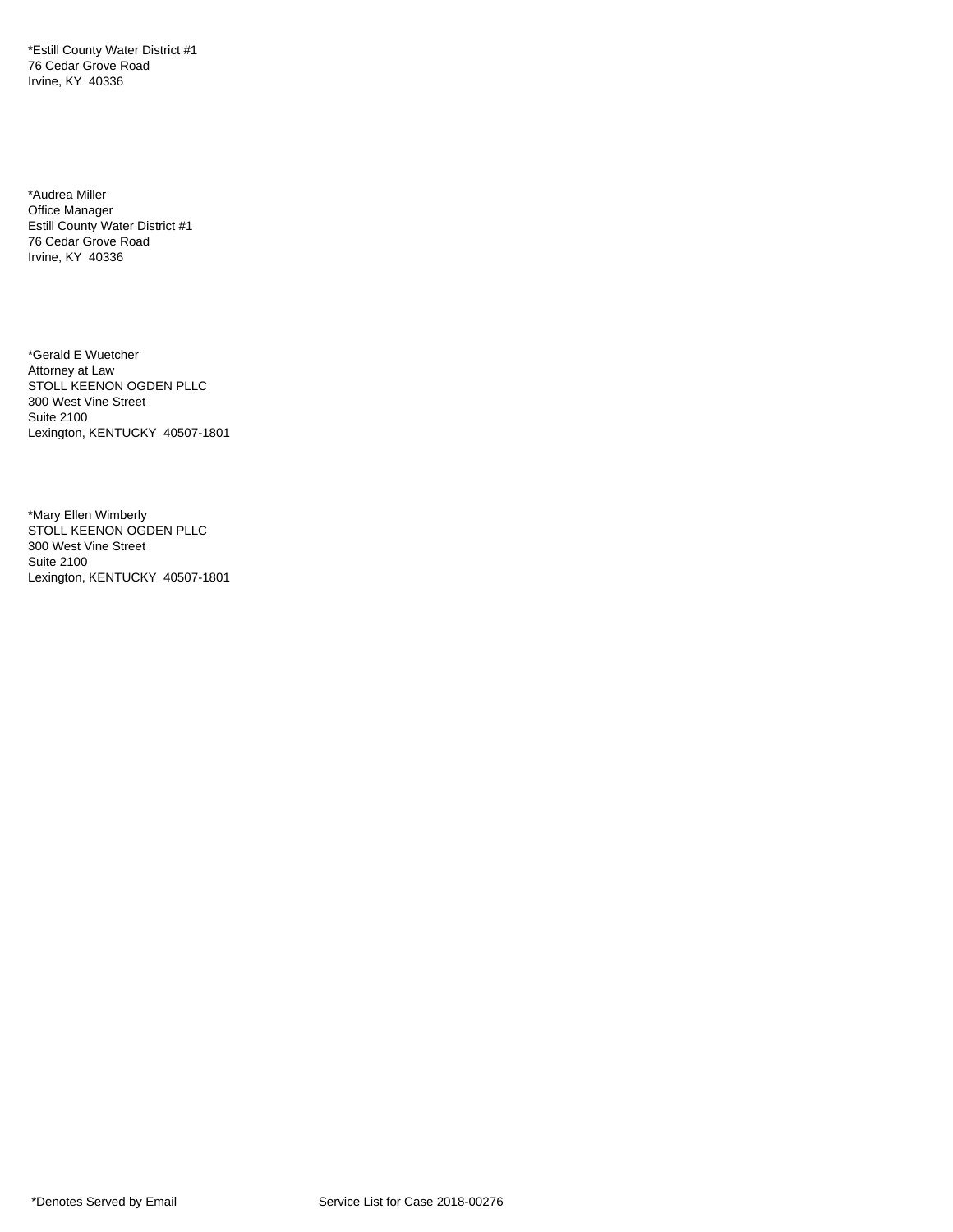*Estill County Water District #1
76 Cedar Grove Road
Irvine, KY  40336

*Audrea Miller
Office Manager
Estill County Water District #1
76 Cedar Grove Road
Irvine, KY  40336

*Gerald E Wuetcher
Attorney at Law
STOLL KEENON OGDEN PLLC
300 West Vine Street
Suite 2100
Lexington, KENTUCKY  40507-1801

*Mary Ellen Wimberly
STOLL KEENON OGDEN PLLC
300 West Vine Street
Suite 2100
Lexington, KENTUCKY  40507-1801

*Denotes Served by Email

Service List for Case 2018-00276